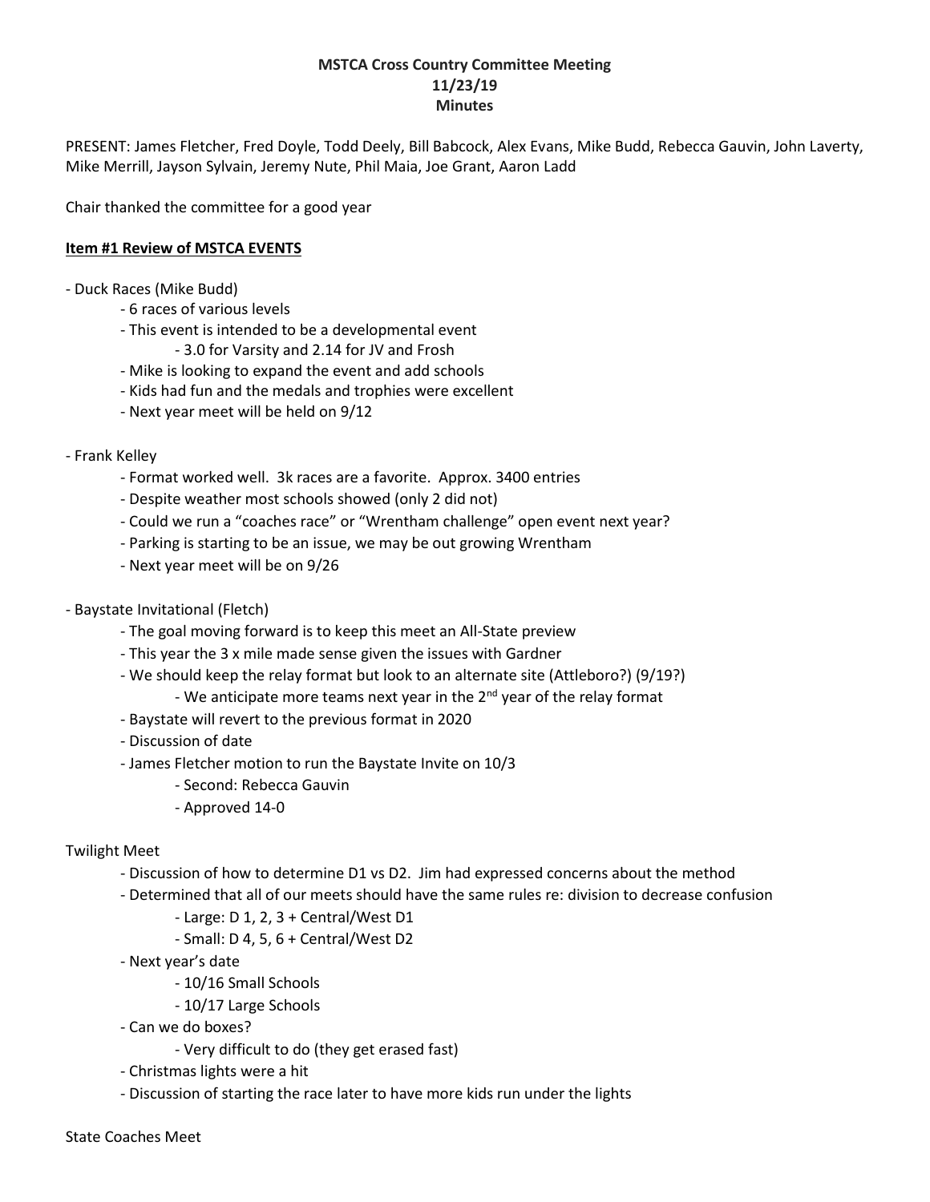**MSTCA Cross Country Committee Meeting**
**11/23/19**
**Minutes**

PRESENT: James Fletcher, Fred Doyle, Todd Deely, Bill Babcock, Alex Evans, Mike Budd, Rebecca Gauvin, John Laverty, Mike Merrill, Jayson Sylvain, Jeremy Nute, Phil Maia, Joe Grant, Aaron Ladd

Chair thanked the committee for a good year

**Item #1 Review of MSTCA EVENTS**

- Duck Races (Mike Budd)
    - 6 races of various levels
    - This event is intended to be a developmental event
        - 3.0 for Varsity and 2.14 for JV and Frosh
    - Mike is looking to expand the event and add schools
    - Kids had fun and the medals and trophies were excellent
    - Next year meet will be held on 9/12

- Frank Kelley
    - Format worked well. 3k races are a favorite. Approx. 3400 entries
    - Despite weather most schools showed (only 2 did not)
    - Could we run a "coaches race" or "Wrentham challenge" open event next year?
    - Parking is starting to be an issue, we may be out growing Wrentham
    - Next year meet will be on 9/26

- Baystate Invitational (Fletch)
    - The goal moving forward is to keep this meet an All-State preview
    - This year the 3 x mile made sense given the issues with Gardner
    - We should keep the relay format but look to an alternate site (Attleboro?) (9/19?)
        - We anticipate more teams next year in the 2nd year of the relay format
    - Baystate will revert to the previous format in 2020
    - Discussion of date
    - James Fletcher motion to run the Baystate Invite on 10/3
        - Second: Rebecca Gauvin
        - Approved 14-0

Twilight Meet
- Discussion of how to determine D1 vs D2. Jim had expressed concerns about the method
- Determined that all of our meets should have the same rules re: division to decrease confusion
    - Large: D 1, 2, 3 + Central/West D1
    - Small: D 4, 5, 6 + Central/West D2
- Next year's date
    - 10/16 Small Schools
    - 10/17 Large Schools
- Can we do boxes?
    - Very difficult to do (they get erased fast)
- Christmas lights were a hit
- Discussion of starting the race later to have more kids run under the lights

State Coaches Meet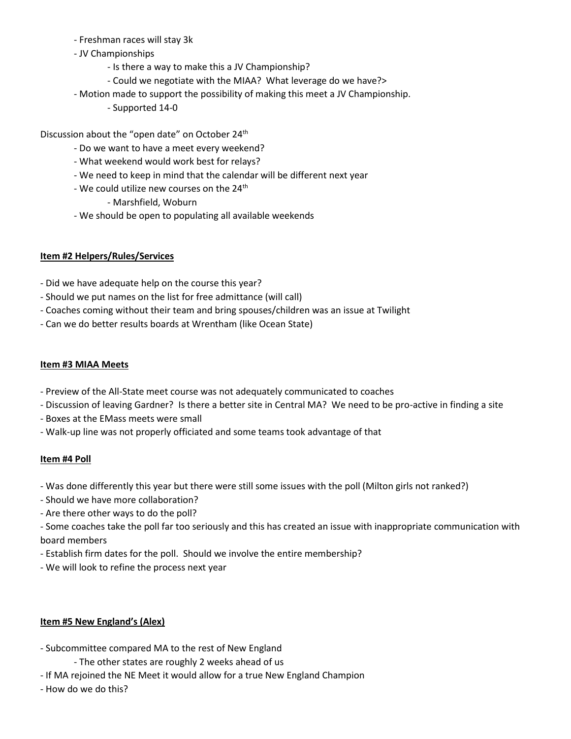- Freshman races will stay 3k
- JV Championships
    - Is there a way to make this a JV Championship?
    - Could we negotiate with the MIAA? What leverage do we have?>
- Motion made to support the possibility of making this meet a JV Championship.
    - Supported 14-0

Discussion about the "open date" on October 24th

- Do we want to have a meet every weekend?
- What weekend would work best for relays?
- We need to keep in mind that the calendar will be different next year
- We could utilize new courses on the 24th
    - Marshfield, Woburn
- We should be open to populating all available weekends

**Item #2 Helpers/Rules/Services**

- Did we have adequate help on the course this year?
- Should we put names on the list for free admittance (will call)
- Coaches coming without their team and bring spouses/children was an issue at Twilight
- Can we do better results boards at Wrentham (like Ocean State)

**Item #3 MIAA Meets**

- Preview of the All-State meet course was not adequately communicated to coaches
- Discussion of leaving Gardner? Is there a better site in Central MA? We need to be pro-active in finding a site
- Boxes at the EMass meets were small
- Walk-up line was not properly officiated and some teams took advantage of that

**Item #4 Poll**

- Was done differently this year but there were still some issues with the poll (Milton girls not ranked?)
- Should we have more collaboration?
- Are there other ways to do the poll?
- Some coaches take the poll far too seriously and this has created an issue with inappropriate communication with board members
- Establish firm dates for the poll. Should we involve the entire membership?
- We will look to refine the process next year

**Item #5 New England's (Alex)**

- Subcommittee compared MA to the rest of New England
    - The other states are roughly 2 weeks ahead of us
- If MA rejoined the NE Meet it would allow for a true New England Champion
- How do we do this?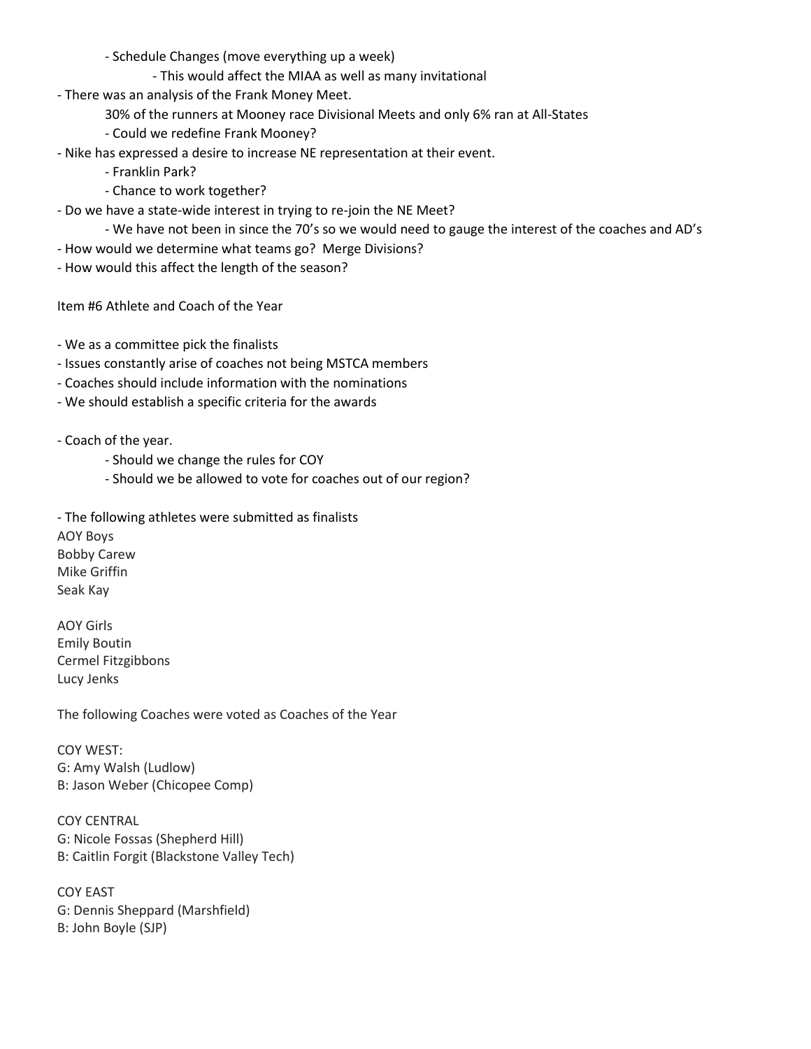- Schedule Changes (move everything up a week)
    - This would affect the MIAA as well as many invitational
- There was an analysis of the Frank Money Meet.
    30% of the runners at Mooney race Divisional Meets and only 6% ran at All-States
    - Could we redefine Frank Mooney?
- Nike has expressed a desire to increase NE representation at their event.
    - Franklin Park?
    - Chance to work together?
- Do we have a state-wide interest in trying to re-join the NE Meet?
    - We have not been in since the 70's so we would need to gauge the interest of the coaches and AD's
- How would we determine what teams go? Merge Divisions?
- How would this affect the length of the season?

Item #6 Athlete and Coach of the Year

- We as a committee pick the finalists
- Issues constantly arise of coaches not being MSTCA members
- Coaches should include information with the nominations
- We should establish a specific criteria for the awards

- Coach of the year.
    - Should we change the rules for COY
    - Should we be allowed to vote for coaches out of our region?

- The following athletes were submitted as finalists

AOY Boys
Bobby Carew
Mike Griffin
Seak Kay

AOY Girls
Emily Boutin
Cermel Fitzgibbons
Lucy Jenks

The following Coaches were voted as Coaches of the Year

COY WEST:
G: Amy Walsh (Ludlow)
B: Jason Weber (Chicopee Comp)

COY CENTRAL
G: Nicole Fossas (Shepherd Hill)
B: Caitlin Forgit (Blackstone Valley Tech)

COY EAST
G: Dennis Sheppard (Marshfield)
B: John Boyle (SJP)